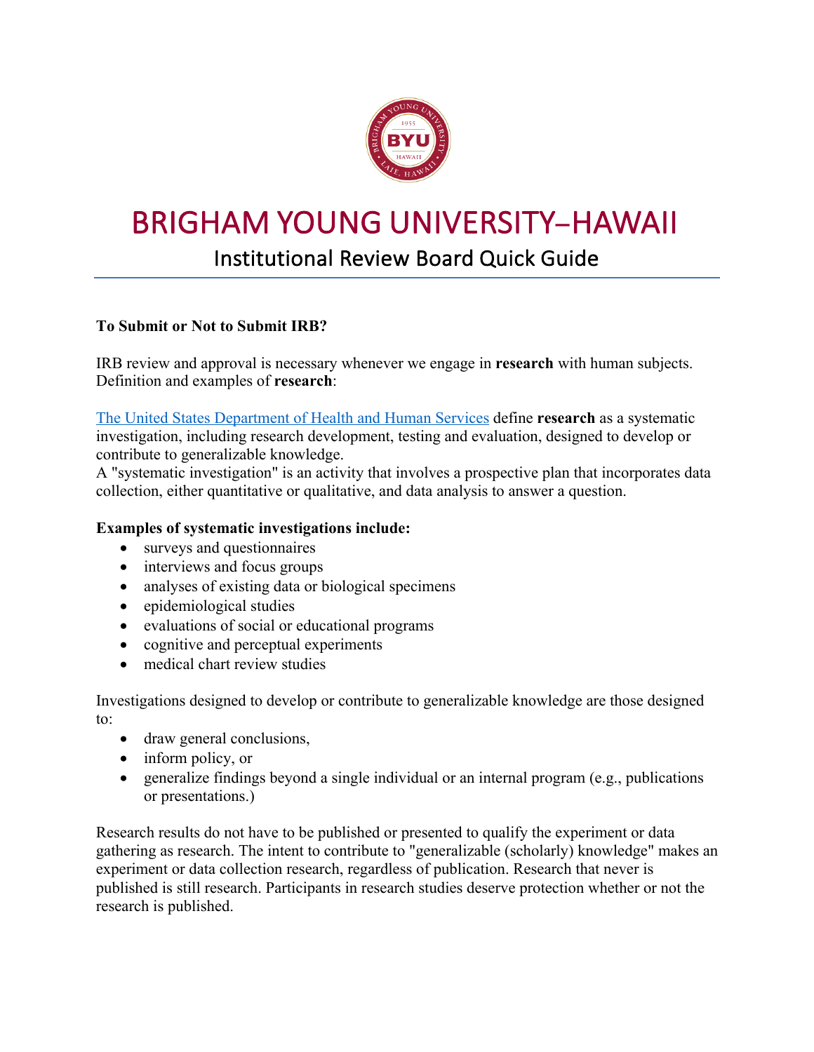# BRIGHAM YOUNG UNIVERSITY–HAWAII

## Institutional Review Board Quick Guide

**To Submit or Not to Submit IRB?**

IRB review and approval is necessary whenever we engage in **research** with human subjects. Definition and examples of **research**:

[The United States Department of Health and Human Services] define **research** as a systematic investigation, including research development, testing and evaluation, designed to develop or contribute to generalizable knowledge.
A "systematic investigation" is an activity that involves a prospective plan that incorporates data collection, either quantitative or qualitative, and data analysis to answer a question.

**Examples of systematic investigations include:**

- surveys and questionnaires
- interviews and focus groups
- analyses of existing data or biological specimens
- epidemiological studies
- evaluations of social or educational programs
- cognitive and perceptual experiments
- medical chart review studies

Investigations designed to develop or contribute to generalizable knowledge are those designed to:

- draw general conclusions,
- inform policy, or
- generalize findings beyond a single individual or an internal program (e.g., publications or presentations.)

Research results do not have to be published or presented to qualify the experiment or data gathering as research. The intent to contribute to "generalizable (scholarly) knowledge" makes an experiment or data collection research, regardless of publication. Research that never is published is still research. Participants in research studies deserve protection whether or not the research is published.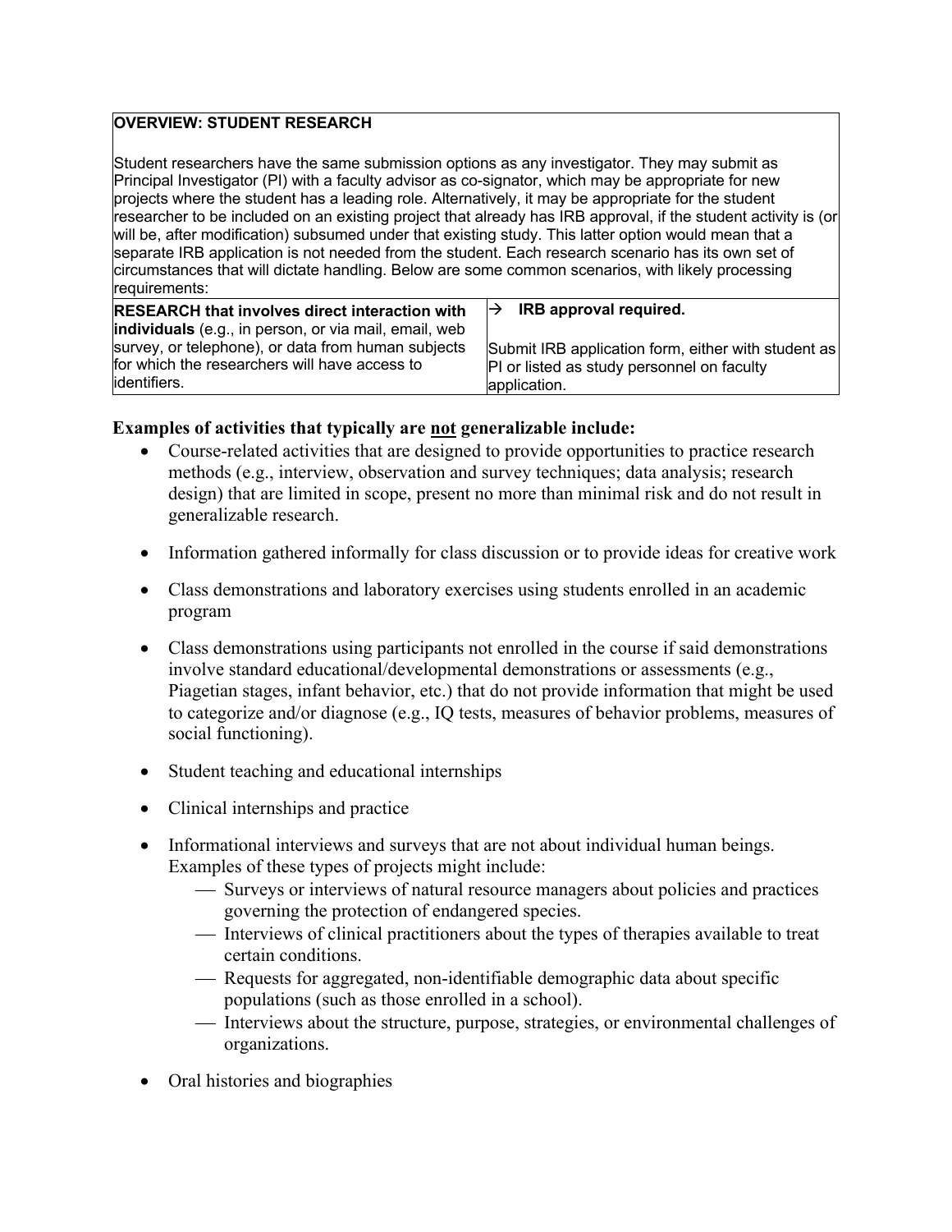| OVERVIEW: STUDENT RESEARCH | |
|---|---|
| Student researchers have the same submission options as any investigator. They may submit as Principal Investigator (PI) with a faculty advisor as co-signator, which may be appropriate for new projects where the student has a leading role. Alternatively, it may be appropriate for the student researcher to be included on an existing project that already has IRB approval, if the student activity is (or will be, after modification) subsumed under that existing study. This latter option would mean that a separate IRB application is not needed from the student. Each research scenario has its own set of circumstances that will dictate handling. Below are some common scenarios, with likely processing requirements: | |
| **RESEARCH that involves direct interaction with individuals** (e.g., in person, or via mail, email, web survey, or telephone), or data from human subjects for which the researchers will have access to identifiers. | → **IRB approval required.**<br><br>Submit IRB application form, either with student as PI or listed as study personnel on faculty application. |

### Examples of activities that typically are not generalizable include:

- Course-related activities that are designed to provide opportunities to practice research methods (e.g., interview, observation and survey techniques; data analysis; research design) that are limited in scope, present no more than minimal risk and do not result in generalizable research.
- Information gathered informally for class discussion or to provide ideas for creative work
- Class demonstrations and laboratory exercises using students enrolled in an academic program
- Class demonstrations using participants not enrolled in the course if said demonstrations involve standard educational/developmental demonstrations or assessments (e.g., Piagetian stages, infant behavior, etc.) that do not provide information that might be used to categorize and/or diagnose (e.g., IQ tests, measures of behavior problems, measures of social functioning).
- Student teaching and educational internships
- Clinical internships and practice
- Informational interviews and surveys that are not about individual human beings. Examples of these types of projects might include:
  - Surveys or interviews of natural resource managers about policies and practices governing the protection of endangered species.
  - Interviews of clinical practitioners about the types of therapies available to treat certain conditions.
  - Requests for aggregated, non-identifiable demographic data about specific populations (such as those enrolled in a school).
  - Interviews about the structure, purpose, strategies, or environmental challenges of organizations.
- Oral histories and biographies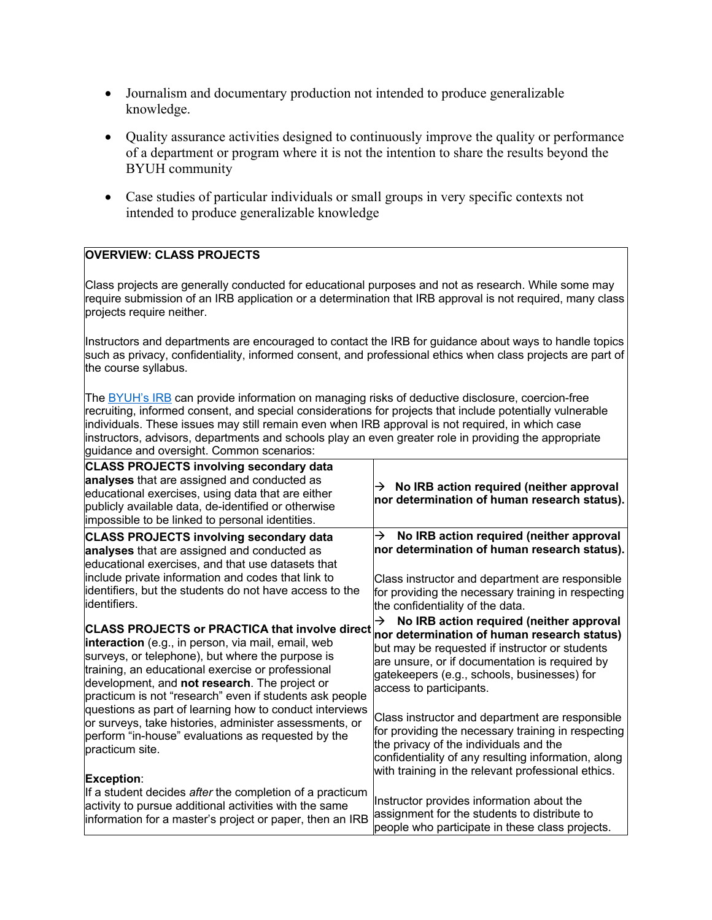- Journalism and documentary production not intended to produce generalizable knowledge.
- Quality assurance activities designed to continuously improve the quality or performance of a department or program where it is not the intention to share the results beyond the BYUH community
- Case studies of particular individuals or small groups in very specific contexts not intended to produce generalizable knowledge

**OVERVIEW: CLASS PROJECTS**

Class projects are generally conducted for educational purposes and not as research. While some may require submission of an IRB application or a determination that IRB approval is not required, many class projects require neither.

Instructors and departments are encouraged to contact the IRB for guidance about ways to handle topics such as privacy, confidentiality, informed consent, and professional ethics when class projects are part of the course syllabus.

The BYUH's IRB can provide information on managing risks of deductive disclosure, coercion-free recruiting, informed consent, and special considerations for projects that include potentially vulnerable individuals. These issues may still remain even when IRB approval is not required, in which case instructors, advisors, departments and schools play an even greater role in providing the appropriate guidance and oversight. Common scenarios:

| Scenario | Action |
|---|---|
| **CLASS PROJECTS involving secondary data analyses** that are assigned and conducted as educational exercises, using data that are either publicly available data, de-identified or otherwise impossible to be linked to personal identities. | → **No IRB action required (neither approval nor determination of human research status).** |
| **CLASS PROJECTS involving secondary data analyses** that are assigned and conducted as educational exercises, and that use datasets that include private information and codes that link to identifiers, but the students do not have access to the identifiers. | → **No IRB action required (neither approval nor determination of human research status).**<br><br>Class instructor and department are responsible for providing the necessary training in respecting the confidentiality of the data. |
| **CLASS PROJECTS or PRACTICA that involve direct interaction** (e.g., in person, via mail, email, web surveys, or telephone), but where the purpose is training, an educational exercise or professional development, and **not research**. The project or practicum is not "research" even if students ask people questions as part of learning how to conduct interviews or surveys, take histories, administer assessments, or perform "in-house" evaluations as requested by the practicum site.<br><br>**Exception**:<br>If a student decides *after* the completion of a practicum activity to pursue additional activities with the same information for a master's project or paper, then an IRB | → **No IRB action required (neither approval nor determination of human research status)** but may be requested if instructor or students are unsure, or if documentation is required by gatekeepers (e.g., schools, businesses) for access to participants.<br><br>Class instructor and department are responsible for providing the necessary training in respecting the privacy of the individuals and the confidentiality of any resulting information, along with training in the relevant professional ethics.<br><br>Instructor provides information about the assignment for the students to distribute to people who participate in these class projects. |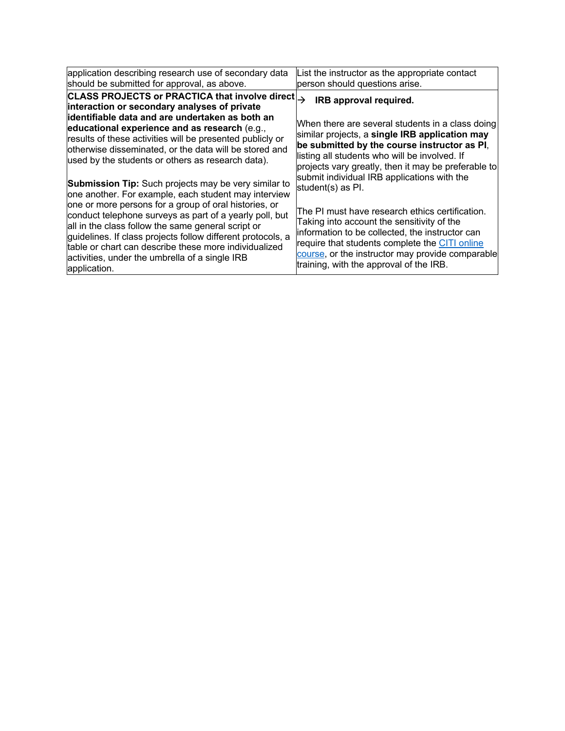| | |
|---|---|
| application describing research use of secondary data should be submitted for approval, as above. | List the instructor as the appropriate contact person should questions arise. |
| **CLASS PROJECTS or PRACTICA that involve direct interaction or secondary analyses of private identifiable data and are undertaken as both an educational experience and as research** (e.g., results of these activities will be presented publicly or otherwise disseminated, or the data will be stored and used by the students or others as research data).<br><br>**Submission Tip:** Such projects may be very similar to one another. For example, each student may interview one or more persons for a group of oral histories, or conduct telephone surveys as part of a yearly poll, but all in the class follow the same general script or guidelines. If class projects follow different protocols, a table or chart can describe these more individualized activities, under the umbrella of a single IRB application. | → **IRB approval required.**<br><br>When there are several students in a class doing similar projects, a **single IRB application may be submitted by the course instructor as PI**, listing all students who will be involved. If projects vary greatly, then it may be preferable to submit individual IRB applications with the student(s) as PI.<br><br>The PI must have research ethics certification. Taking into account the sensitivity of the information to be collected, the instructor can require that students complete the CITI online course, or the instructor may provide comparable training, with the approval of the IRB. |